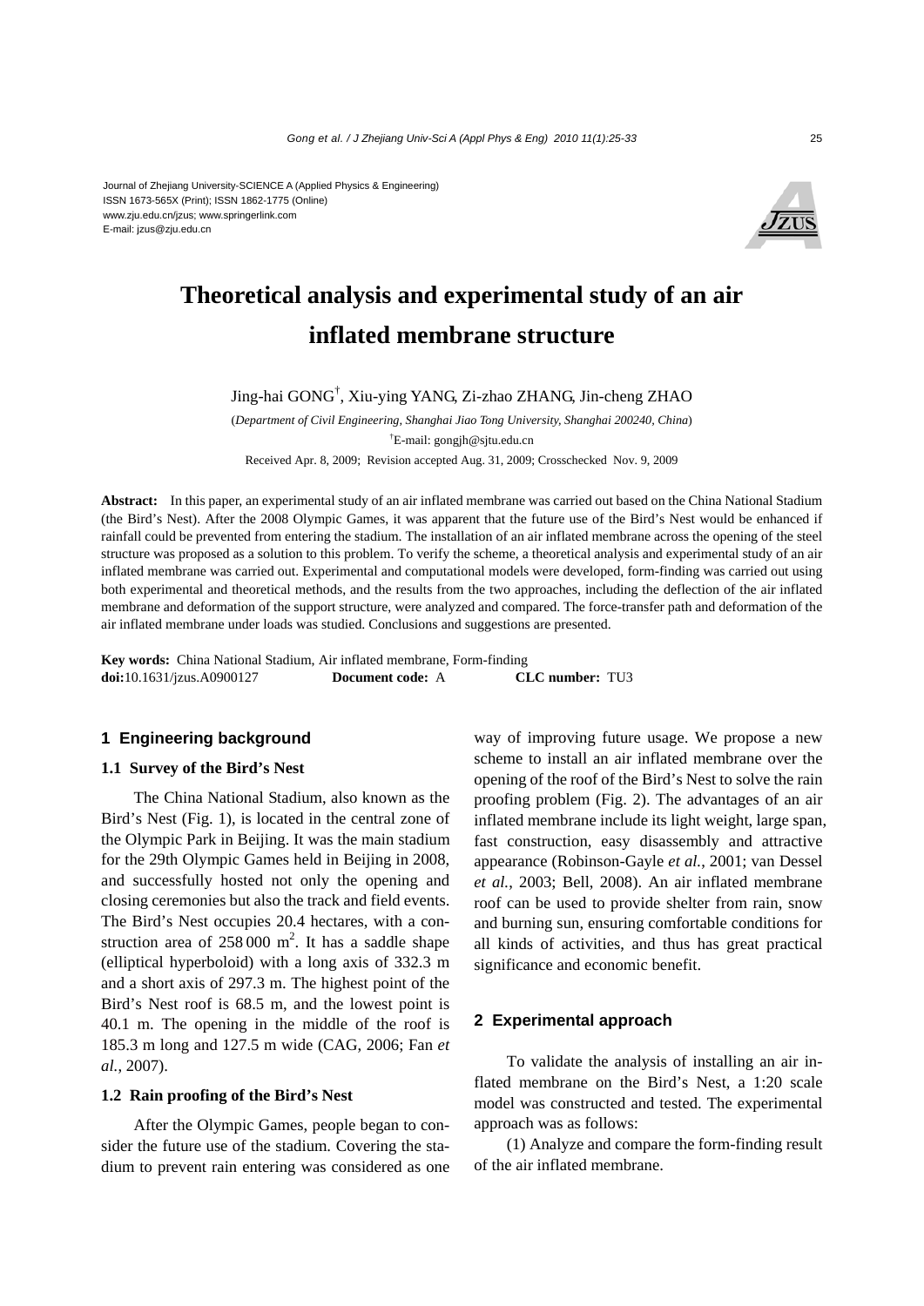Journal of Zhejiang University-SCIENCE A (Applied Physics & Engineering)
ISSN 1673-565X (Print); ISSN 1862-1775 (Online)
www.zju.edu.cn/jzus; www.springerlink.com
E-mail: jzus@zju.edu.cn

# Theoretical analysis and experimental study of an air inflated membrane structure

Jing-hai GONG[†], Xiu-ying YANG, Zi-zhao ZHANG, Jin-cheng ZHAO

(*Department of Civil Engineering, Shanghai Jiao Tong University, Shanghai 200240, China*)

[†]E-mail: gongjh@sjtu.edu.cn

Received Apr. 8, 2009; Revision accepted Aug. 31, 2009; Crosschecked Nov. 9, 2009

**Abstract:** In this paper, an experimental study of an air inflated membrane was carried out based on the China National Stadium (the Bird's Nest). After the 2008 Olympic Games, it was apparent that the future use of the Bird's Nest would be enhanced if rainfall could be prevented from entering the stadium. The installation of an air inflated membrane across the opening of the steel structure was proposed as a solution to this problem. To verify the scheme, a theoretical analysis and experimental study of an air inflated membrane was carried out. Experimental and computational models were developed, form-finding was carried out using both experimental and theoretical methods, and the results from the two approaches, including the deflection of the air inflated membrane and deformation of the support structure, were analyzed and compared. The force-transfer path and deformation of the air inflated membrane under loads was studied. Conclusions and suggestions are presented.

**Key words:** China National Stadium, Air inflated membrane, Form-finding
**doi:**10.1631/jzus.A0900127 **Document code:** A **CLC number:** TU3

## 1 Engineering background

### 1.1 Survey of the Bird's Nest

The China National Stadium, also known as the Bird's Nest (Fig. 1), is located in the central zone of the Olympic Park in Beijing. It was the main stadium for the 29th Olympic Games held in Beijing in 2008, and successfully hosted not only the opening and closing ceremonies but also the track and field events. The Bird's Nest occupies 20.4 hectares, with a construction area of 258 000 $m^2$. It has a saddle shape (elliptical hyperboloid) with a long axis of 332.3 m and a short axis of 297.3 m. The highest point of the Bird's Nest roof is 68.5 m, and the lowest point is 40.1 m. The opening in the middle of the roof is 185.3 m long and 127.5 m wide (CAG, 2006; Fan *et al.*, 2007).

### 1.2 Rain proofing of the Bird's Nest

After the Olympic Games, people began to consider the future use of the stadium. Covering the stadium to prevent rain entering was considered as one way of improving future usage. We propose a new scheme to install an air inflated membrane over the opening of the roof of the Bird's Nest to solve the rain proofing problem (Fig. 2). The advantages of an air inflated membrane include its light weight, large span, fast construction, easy disassembly and attractive appearance (Robinson-Gayle *et al.*, 2001; van Dessel *et al.*, 2003; Bell, 2008). An air inflated membrane roof can be used to provide shelter from rain, snow and burning sun, ensuring comfortable conditions for all kinds of activities, and thus has great practical significance and economic benefit.

## 2 Experimental approach

To validate the analysis of installing an air inflated membrane on the Bird's Nest, a 1:20 scale model was constructed and tested. The experimental approach was as follows:

(1) Analyze and compare the form-finding result of the air inflated membrane.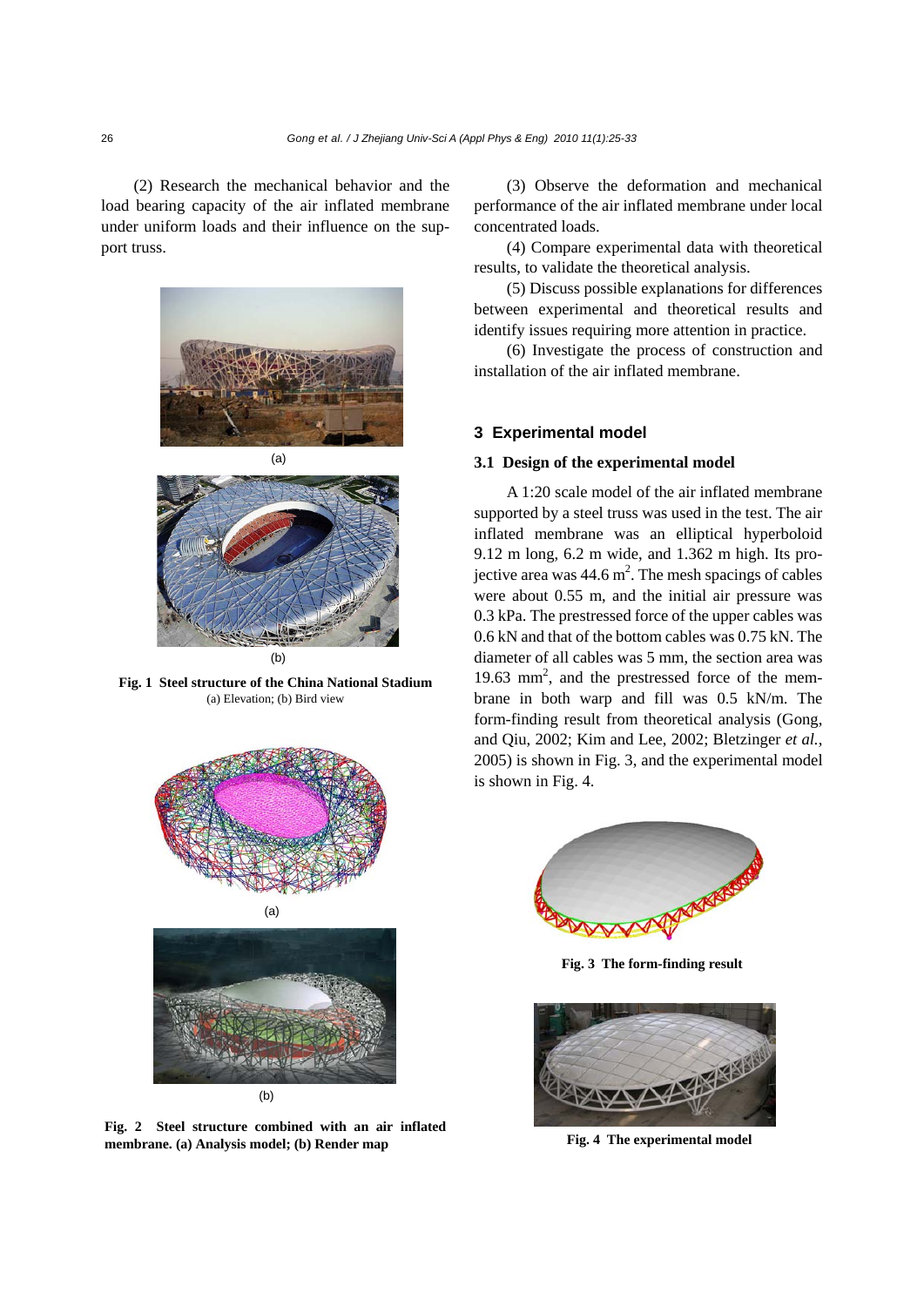(2) Research the mechanical behavior and the load bearing capacity of the air inflated membrane under uniform loads and their influence on the support truss.

(a)

(b)

**Fig. 1 Steel structure of the China National Stadium**
(a) Elevation; (b) Bird view

(a)

(b)

**Fig. 2 Steel structure combined with an air inflated membrane. (a) Analysis model; (b) Render map**

(3) Observe the deformation and mechanical performance of the air inflated membrane under local concentrated loads.

(4) Compare experimental data with theoretical results, to validate the theoretical analysis.

(5) Discuss possible explanations for differences between experimental and theoretical results and identify issues requiring more attention in practice.

(6) Investigate the process of construction and installation of the air inflated membrane.

## 3 Experimental model

### 3.1 Design of the experimental model

A 1:20 scale model of the air inflated membrane supported by a steel truss was used in the test. The air inflated membrane was an elliptical hyperboloid 9.12 m long, 6.2 m wide, and 1.362 m high. Its projective area was 44.6 $m^2$. The mesh spacings of cables were about 0.55 m, and the initial air pressure was 0.3 kPa. The prestressed force of the upper cables was 0.6 kN and that of the bottom cables was 0.75 kN. The diameter of all cables was 5 mm, the section area was 19.63 $mm^2$, and the prestressed force of the membrane in both warp and fill was 0.5 kN/m. The form-finding result from theoretical analysis (Gong, and Qiu, 2002; Kim and Lee, 2002; Bletzinger *et al.*, 2005) is shown in Fig. 3, and the experimental model is shown in Fig. 4.

**Fig. 3 The form-finding result**

**Fig. 4 The experimental model**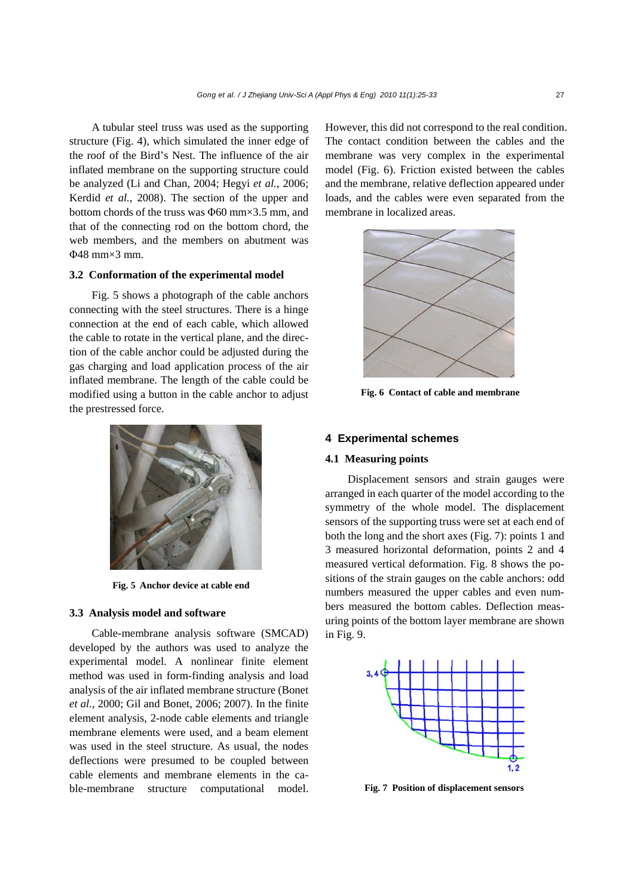A tubular steel truss was used as the supporting structure (Fig. 4), which simulated the inner edge of the roof of the Bird's Nest. The influence of the air inflated membrane on the supporting structure could be analyzed (Li and Chan, 2004; Hegyi *et al.*, 2006; Kerdid *et al.*, 2008). The section of the upper and bottom chords of the truss was Φ60 mm×3.5 mm, and that of the connecting rod on the bottom chord, the web members, and the members on abutment was Φ48 mm×3 mm.

### 3.2 Conformation of the experimental model

Fig. 5 shows a photograph of the cable anchors connecting with the steel structures. There is a hinge connection at the end of each cable, which allowed the cable to rotate in the vertical plane, and the direction of the cable anchor could be adjusted during the gas charging and load application process of the air inflated membrane. The length of the cable could be modified using a button in the cable anchor to adjust the prestressed force.

**Fig. 5 Anchor device at cable end**

### 3.3 Analysis model and software

Cable-membrane analysis software (SMCAD) developed by the authors was used to analyze the experimental model. A nonlinear finite element method was used in form-finding analysis and load analysis of the air inflated membrane structure (Bonet *et al.*, 2000; Gil and Bonet, 2006; 2007). In the finite element analysis, 2-node cable elements and triangle membrane elements were used, and a beam element was used in the steel structure. As usual, the nodes deflections were presumed to be coupled between cable elements and membrane elements in the cable-membrane structure computational model. However, this did not correspond to the real condition. The contact condition between the cables and the membrane was very complex in the experimental model (Fig. 6). Friction existed between the cables and the membrane, relative deflection appeared under loads, and the cables were even separated from the membrane in localized areas.

**Fig. 6 Contact of cable and membrane**

## 4 Experimental schemes

### 4.1 Measuring points

Displacement sensors and strain gauges were arranged in each quarter of the model according to the symmetry of the whole model. The displacement sensors of the supporting truss were set at each end of both the long and the short axes (Fig. 7): points 1 and 3 measured horizontal deformation, points 2 and 4 measured vertical deformation. Fig. 8 shows the positions of the strain gauges on the cable anchors: odd numbers measured the upper cables and even numbers measured the bottom cables. Deflection measuring points of the bottom layer membrane are shown in Fig. 9.

**Fig. 7 Position of displacement sensors**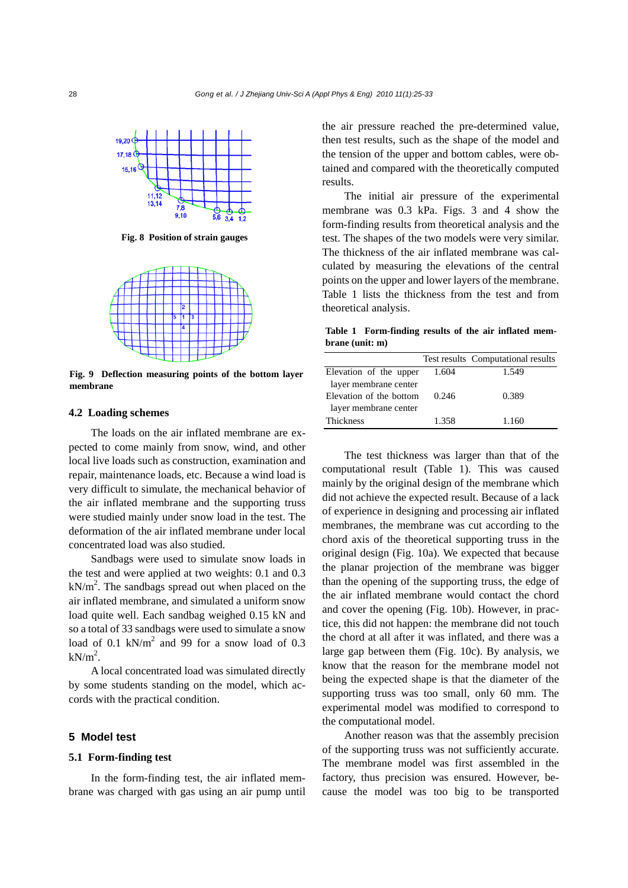Fig. 8 Position of strain gauges

Fig. 9 Deflection measuring points of the bottom layer membrane

### 4.2 Loading schemes

The loads on the air inflated membrane are expected to come mainly from snow, wind, and other local live loads such as construction, examination and repair, maintenance loads, etc. Because a wind load is very difficult to simulate, the mechanical behavior of the air inflated membrane and the supporting truss were studied mainly under snow load in the test. The deformation of the air inflated membrane under local concentrated load was also studied.

Sandbags were used to simulate snow loads in the test and were applied at two weights: 0.1 and 0.3 kN/m$^2$. The sandbags spread out when placed on the air inflated membrane, and simulated a uniform snow load quite well. Each sandbag weighed 0.15 kN and so a total of 33 sandbags were used to simulate a snow load of 0.1 kN/m$^2$ and 99 for a snow load of 0.3 kN/m$^2$.

A local concentrated load was simulated directly by some students standing on the model, which accords with the practical condition.

## 5 Model test

### 5.1 Form-finding test

In the form-finding test, the air inflated membrane was charged with gas using an air pump until the air pressure reached the pre-determined value, then test results, such as the shape of the model and the tension of the upper and bottom cables, were obtained and compared with the theoretically computed results.

The initial air pressure of the experimental membrane was 0.3 kPa. Figs. 3 and 4 show the form-finding results from theoretical analysis and the test. The shapes of the two models were very similar. The thickness of the air inflated membrane was calculated by measuring the elevations of the central points on the upper and lower layers of the membrane. Table 1 lists the thickness from the test and from theoretical analysis.

**Table 1 Form-finding results of the air inflated membrane (unit: m)**

| | Test results | Computational results |
|---|---|---|
| Elevation of the upper layer membrane center | 1.604 | 1.549 |
| Elevation of the bottom layer membrane center | 0.246 | 0.389 |
| Thickness | 1.358 | 1.160 |

The test thickness was larger than that of the computational result (Table 1). This was caused mainly by the original design of the membrane which did not achieve the expected result. Because of a lack of experience in designing and processing air inflated membranes, the membrane was cut according to the chord axis of the theoretical supporting truss in the original design (Fig. 10a). We expected that because the planar projection of the membrane was bigger than the opening of the supporting truss, the edge of the air inflated membrane would contact the chord and cover the opening (Fig. 10b). However, in practice, this did not happen: the membrane did not touch the chord at all after it was inflated, and there was a large gap between them (Fig. 10c). By analysis, we know that the reason for the membrane model not being the expected shape is that the diameter of the supporting truss was too small, only 60 mm. The experimental model was modified to correspond to the computational model.

Another reason was that the assembly precision of the supporting truss was not sufficiently accurate. The membrane model was first assembled in the factory, thus precision was ensured. However, because the model was too big to be transported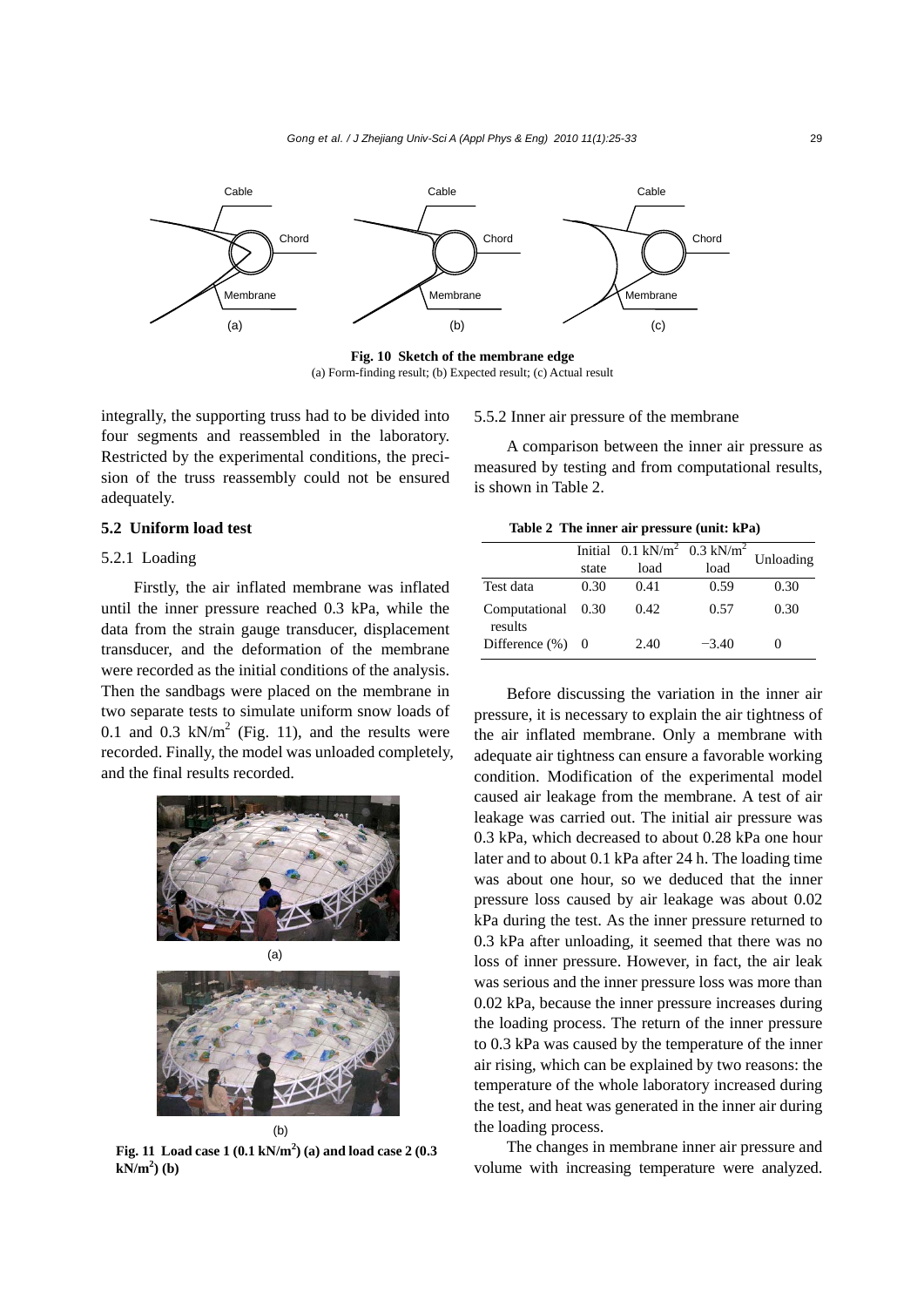Fig. 10 Sketch of the membrane edge
(a) Form-finding result; (b) Expected result; (c) Actual result

integrally, the supporting truss had to be divided into four segments and reassembled in the laboratory. Restricted by the experimental conditions, the precision of the truss reassembly could not be ensured adequately.

### 5.2 Uniform load test

#### 5.2.1 Loading

Firstly, the air inflated membrane was inflated until the inner pressure reached 0.3 kPa, while the data from the strain gauge transducer, displacement transducer, and the deformation of the membrane were recorded as the initial conditions of the analysis. Then the sandbags were placed on the membrane in two separate tests to simulate uniform snow loads of 0.1 and 0.3 kN/m$^2$ (Fig. 11), and the results were recorded. Finally, the model was unloaded completely, and the final results recorded.

Fig. 11 Load case 1 (0.1 kN/m$^2$) (a) and load case 2 (0.3 kN/m$^2$) (b)

#### 5.5.2 Inner air pressure of the membrane

A comparison between the inner air pressure as measured by testing and from computational results, is shown in Table 2.

Table 2 The inner air pressure (unit: kPa)

| | Initial state | 0.1 kN/m$^2$ load | 0.3 kN/m$^2$ load | Unloading |
|---|---|---|---|---|
| Test data | 0.30 | 0.41 | 0.59 | 0.30 |
| Computational results | 0.30 | 0.42 | 0.57 | 0.30 |
| Difference (%) | 0 | 2.40 | −3.40 | 0 |

Before discussing the variation in the inner air pressure, it is necessary to explain the air tightness of the air inflated membrane. Only a membrane with adequate air tightness can ensure a favorable working condition. Modification of the experimental model caused air leakage from the membrane. A test of air leakage was carried out. The initial air pressure was 0.3 kPa, which decreased to about 0.28 kPa one hour later and to about 0.1 kPa after 24 h. The loading time was about one hour, so we deduced that the inner pressure loss caused by air leakage was about 0.02 kPa during the test. As the inner pressure returned to 0.3 kPa after unloading, it seemed that there was no loss of inner pressure. However, in fact, the air leak was serious and the inner pressure loss was more than 0.02 kPa, because the inner pressure increases during the loading process. The return of the inner pressure to 0.3 kPa was caused by the temperature of the inner air rising, which can be explained by two reasons: the temperature of the whole laboratory increased during the test, and heat was generated in the inner air during the loading process.

The changes in membrane inner air pressure and volume with increasing temperature were analyzed.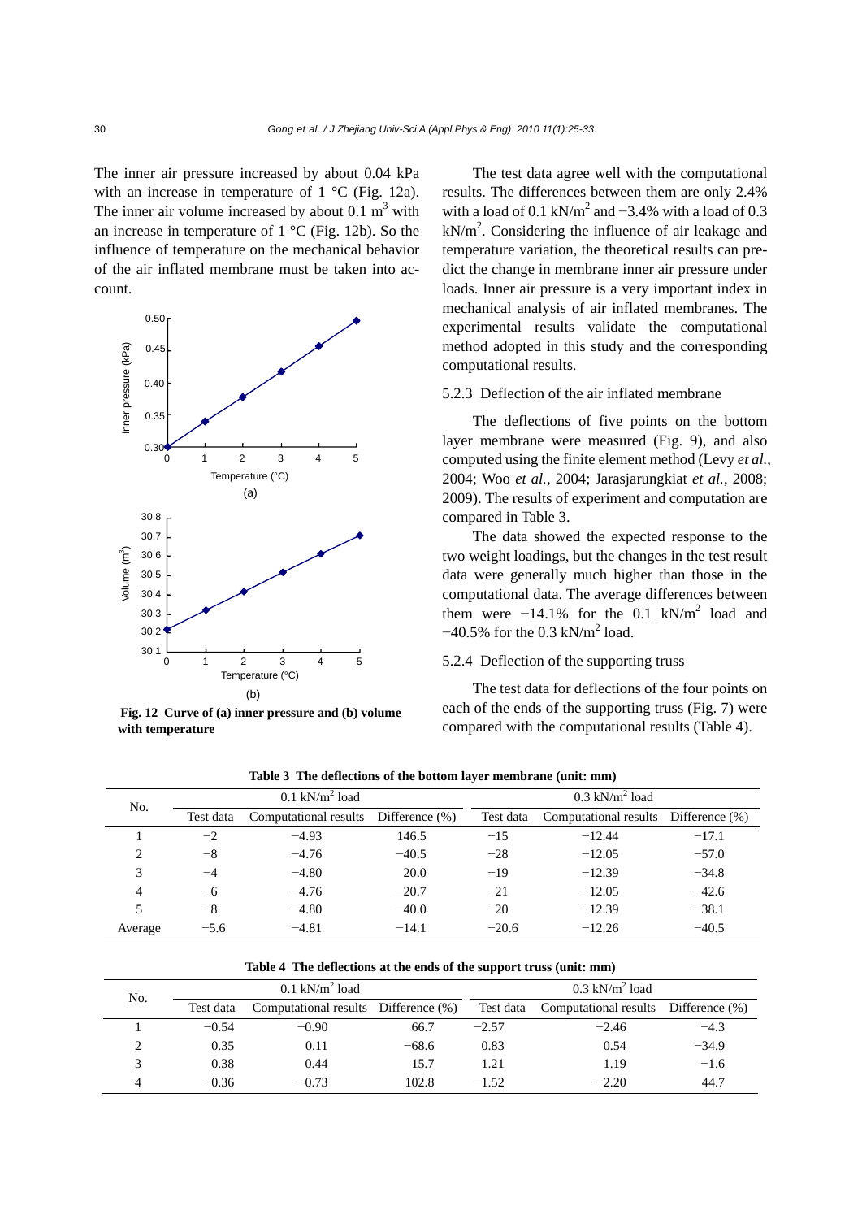The inner air pressure increased by about 0.04 kPa with an increase in temperature of 1 °C (Fig. 12a). The inner air volume increased by about 0.1 $m^3$ with an increase in temperature of 1 °C (Fig. 12b). So the influence of temperature on the mechanical behavior of the air inflated membrane must be taken into account.

**Fig. 12 Curve of (a) inner pressure and (b) volume with temperature**

The test data agree well with the computational results. The differences between them are only 2.4% with a load of 0.1 $kN/m^2$ and −3.4% with a load of 0.3 $kN/m^2$. Considering the influence of air leakage and temperature variation, the theoretical results can predict the change in membrane inner air pressure under loads. Inner air pressure is a very important index in mechanical analysis of air inflated membranes. The experimental results validate the computational method adopted in this study and the corresponding computational results.

### 5.2.3 Deflection of the air inflated membrane

The deflections of five points on the bottom layer membrane were measured (Fig. 9), and also computed using the finite element method (Levy *et al.*, 2004; Woo *et al.*, 2004; Jarasjarungkiat *et al.*, 2008; 2009). The results of experiment and computation are compared in Table 3.

The data showed the expected response to the two weight loadings, but the changes in the test result data were generally much higher than those in the computational data. The average differences between them were −14.1% for the 0.1 $kN/m^2$ load and −40.5% for the 0.3 $kN/m^2$ load.

### 5.2.4 Deflection of the supporting truss

The test data for deflections of the four points on each of the ends of the supporting truss (Fig. 7) were compared with the computational results (Table 4).

**Table 3 The deflections of the bottom layer membrane (unit: mm)**

| No. | 0.1 $kN/m^2$ load | | | 0.3 $kN/m^2$ load | | |
|---|---|---|---|---|---|---|
| | Test data | Computational results | Difference (%) | Test data | Computational results | Difference (%) |
| 1 | −2 | −4.93 | 146.5 | −15 | −12.44 | −17.1 |
| 2 | −8 | −4.76 | −40.5 | −28 | −12.05 | −57.0 |
| 3 | −4 | −4.80 | 20.0 | −19 | −12.39 | −34.8 |
| 4 | −6 | −4.76 | −20.7 | −21 | −12.05 | −42.6 |
| 5 | −8 | −4.80 | −40.0 | −20 | −12.39 | −38.1 |
| Average | −5.6 | −4.81 | −14.1 | −20.6 | −12.26 | −40.5 |

**Table 4 The deflections at the ends of the support truss (unit: mm)**

| No. | 0.1 $kN/m^2$ load | | | 0.3 $kN/m^2$ load | | |
|---|---|---|---|---|---|---|
| | Test data | Computational results | Difference (%) | Test data | Computational results | Difference (%) |
| 1 | −0.54 | −0.90 | 66.7 | −2.57 | −2.46 | −4.3 |
| 2 | 0.35 | 0.11 | −68.6 | 0.83 | 0.54 | −34.9 |
| 3 | 0.38 | 0.44 | 15.7 | 1.21 | 1.19 | −1.6 |
| 4 | −0.36 | −0.73 | 102.8 | −1.52 | −2.20 | 44.7 |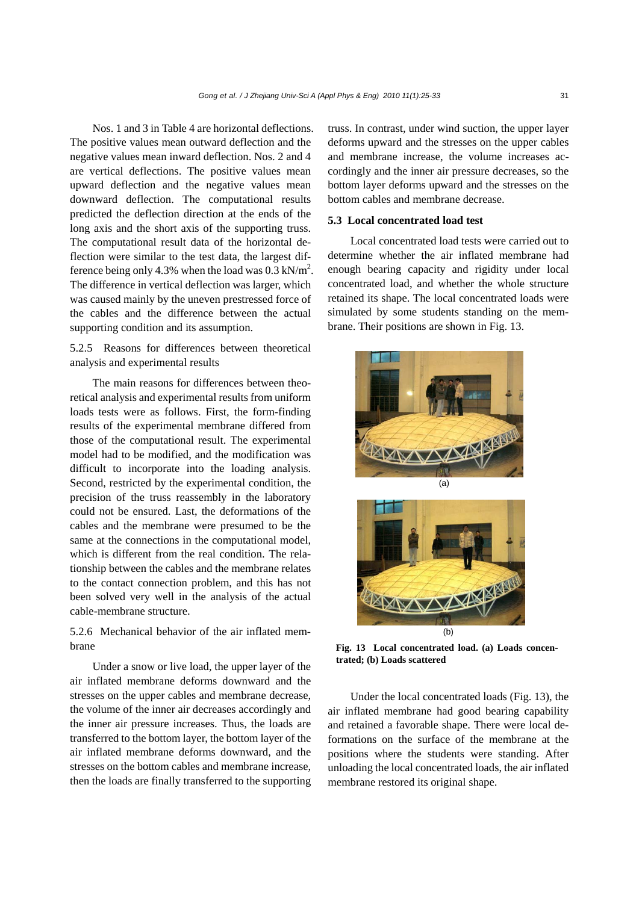Nos. 1 and 3 in Table 4 are horizontal deflections. The positive values mean outward deflection and the negative values mean inward deflection. Nos. 2 and 4 are vertical deflections. The positive values mean upward deflection and the negative values mean downward deflection. The computational results predicted the deflection direction at the ends of the long axis and the short axis of the supporting truss. The computational result data of the horizontal deflection were similar to the test data, the largest difference being only 4.3% when the load was 0.3 kN/m$^2$. The difference in vertical deflection was larger, which was caused mainly by the uneven prestressed force of the cables and the difference between the actual supporting condition and its assumption.

5.2.5 Reasons for differences between theoretical analysis and experimental results

The main reasons for differences between theoretical analysis and experimental results from uniform loads tests were as follows. First, the form-finding results of the experimental membrane differed from those of the computational result. The experimental model had to be modified, and the modification was difficult to incorporate into the loading analysis. Second, restricted by the experimental condition, the precision of the truss reassembly in the laboratory could not be ensured. Last, the deformations of the cables and the membrane were presumed to be the same at the connections in the computational model, which is different from the real condition. The relationship between the cables and the membrane relates to the contact connection problem, and this has not been solved very well in the analysis of the actual cable-membrane structure.

5.2.6 Mechanical behavior of the air inflated membrane

Under a snow or live load, the upper layer of the air inflated membrane deforms downward and the stresses on the upper cables and membrane decrease, the volume of the inner air decreases accordingly and the inner air pressure increases. Thus, the loads are transferred to the bottom layer, the bottom layer of the air inflated membrane deforms downward, and the stresses on the bottom cables and membrane increase, then the loads are finally transferred to the supporting truss. In contrast, under wind suction, the upper layer deforms upward and the stresses on the upper cables and membrane increase, the volume increases accordingly and the inner air pressure decreases, so the bottom layer deforms upward and the stresses on the bottom cables and membrane decrease.

### 5.3 Local concentrated load test

Local concentrated load tests were carried out to determine whether the air inflated membrane had enough bearing capacity and rigidity under local concentrated load, and whether the whole structure retained its shape. The local concentrated loads were simulated by some students standing on the membrane. Their positions are shown in Fig. 13.

(a)

(b)

**Fig. 13 Local concentrated load. (a) Loads concentrated; (b) Loads scattered**

Under the local concentrated loads (Fig. 13), the air inflated membrane had good bearing capability and retained a favorable shape. There were local deformations on the surface of the membrane at the positions where the students were standing. After unloading the local concentrated loads, the air inflated membrane restored its original shape.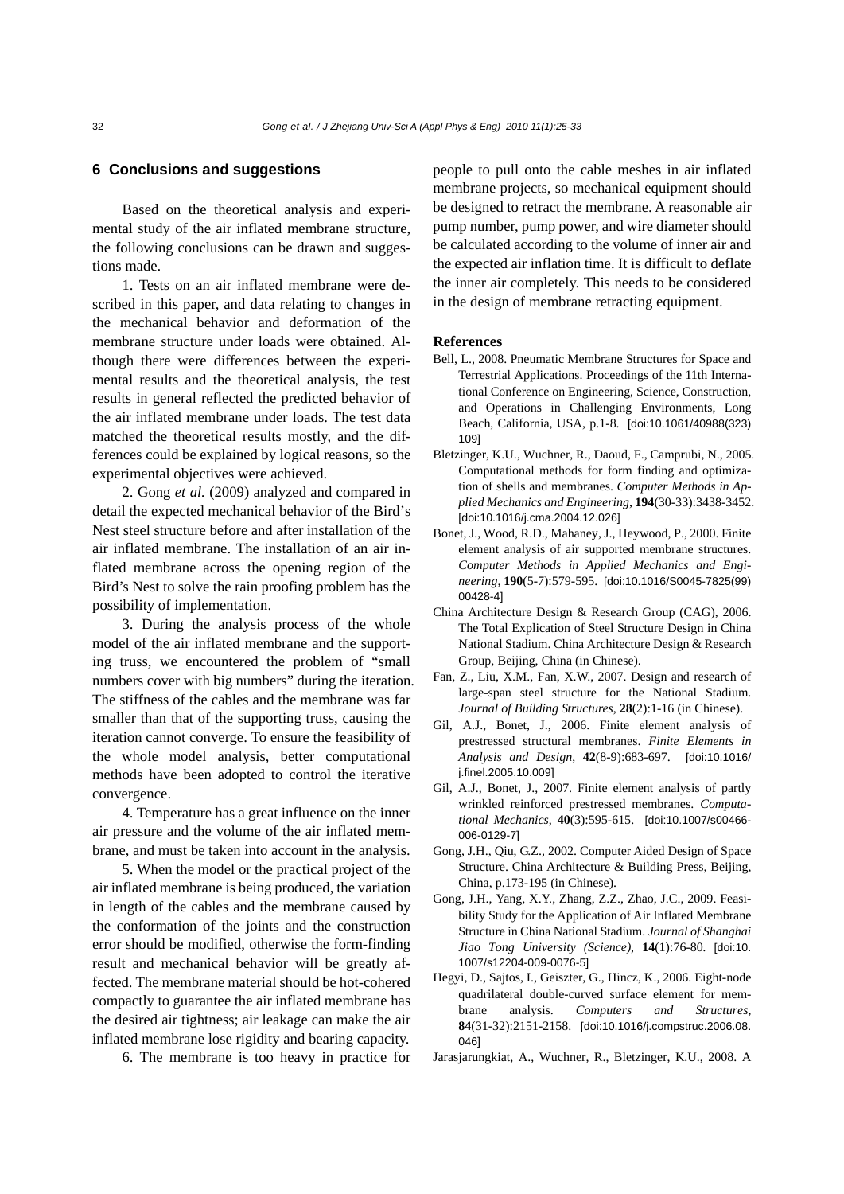## 6 Conclusions and suggestions

Based on the theoretical analysis and experimental study of the air inflated membrane structure, the following conclusions can be drawn and suggestions made.

1. Tests on an air inflated membrane were described in this paper, and data relating to changes in the mechanical behavior and deformation of the membrane structure under loads were obtained. Although there were differences between the experimental results and the theoretical analysis, the test results in general reflected the predicted behavior of the air inflated membrane under loads. The test data matched the theoretical results mostly, and the differences could be explained by logical reasons, so the experimental objectives were achieved.

2. Gong *et al.* (2009) analyzed and compared in detail the expected mechanical behavior of the Bird's Nest steel structure before and after installation of the air inflated membrane. The installation of an air inflated membrane across the opening region of the Bird's Nest to solve the rain proofing problem has the possibility of implementation.

3. During the analysis process of the whole model of the air inflated membrane and the supporting truss, we encountered the problem of "small numbers cover with big numbers" during the iteration. The stiffness of the cables and the membrane was far smaller than that of the supporting truss, causing the iteration cannot converge. To ensure the feasibility of the whole model analysis, better computational methods have been adopted to control the iterative convergence.

4. Temperature has a great influence on the inner air pressure and the volume of the air inflated membrane, and must be taken into account in the analysis.

5. When the model or the practical project of the air inflated membrane is being produced, the variation in length of the cables and the membrane caused by the conformation of the joints and the construction error should be modified, otherwise the form-finding result and mechanical behavior will be greatly affected. The membrane material should be hot-cohered compactly to guarantee the air inflated membrane has the desired air tightness; air leakage can make the air inflated membrane lose rigidity and bearing capacity.

6. The membrane is too heavy in practice for people to pull onto the cable meshes in air inflated membrane projects, so mechanical equipment should be designed to retract the membrane. A reasonable air pump number, pump power, and wire diameter should be calculated according to the volume of inner air and the expected air inflation time. It is difficult to deflate the inner air completely. This needs to be considered in the design of membrane retracting equipment.

## References

Bell, L., 2008. Pneumatic Membrane Structures for Space and Terrestrial Applications. Proceedings of the 11th International Conference on Engineering, Science, Construction, and Operations in Challenging Environments, Long Beach, California, USA, p.1-8. [doi:10.1061/40988(323)109]

Bletzinger, K.U., Wuchner, R., Daoud, F., Camprubi, N., 2005. Computational methods for form finding and optimization of shells and membranes. *Computer Methods in Applied Mechanics and Engineering*, **194**(30-33):3438-3452. [doi:10.1016/j.cma.2004.12.026]

Bonet, J., Wood, R.D., Mahaney, J., Heywood, P., 2000. Finite element analysis of air supported membrane structures. *Computer Methods in Applied Mechanics and Engineering*, **190**(5-7):579-595. [doi:10.1016/S0045-7825(99)00428-4]

China Architecture Design & Research Group (CAG), 2006. The Total Explication of Steel Structure Design in China National Stadium. China Architecture Design & Research Group, Beijing, China (in Chinese).

Fan, Z., Liu, X.M., Fan, X.W., 2007. Design and research of large-span steel structure for the National Stadium. *Journal of Building Structures*, **28**(2):1-16 (in Chinese).

Gil, A.J., Bonet, J., 2006. Finite element analysis of prestressed structural membranes. *Finite Elements in Analysis and Design*, **42**(8-9):683-697. [doi:10.1016/j.finel.2005.10.009]

Gil, A.J., Bonet, J., 2007. Finite element analysis of partly wrinkled reinforced prestressed membranes. *Computational Mechanics*, **40**(3):595-615. [doi:10.1007/s00466-006-0129-7]

Gong, J.H., Qiu, G.Z., 2002. Computer Aided Design of Space Structure. China Architecture & Building Press, Beijing, China, p.173-195 (in Chinese).

Gong, J.H., Yang, X.Y., Zhang, Z.Z., Zhao, J.C., 2009. Feasibility Study for the Application of Air Inflated Membrane Structure in China National Stadium. *Journal of Shanghai Jiao Tong University (Science)*, **14**(1):76-80. [doi:10.1007/s12204-009-0076-5]

Hegyi, D., Sajtos, I., Geiszter, G., Hincz, K., 2006. Eight-node quadrilateral double-curved surface element for membrane analysis. *Computers and Structures*, **84**(31-32):2151-2158. [doi:10.1016/j.compstruc.2006.08.046]

Jarasjarungkiat, A., Wuchner, R., Bletzinger, K.U., 2008. A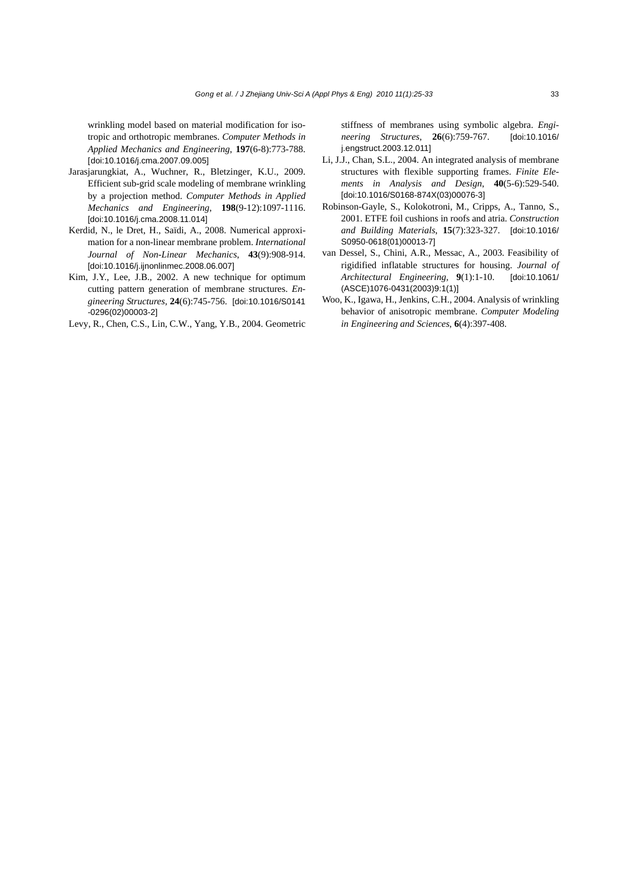wrinkling model based on material modification for isotropic and orthotropic membranes. *Computer Methods in Applied Mechanics and Engineering*, **197**(6-8):773-788. [doi:10.1016/j.cma.2007.09.005]

Jarasjarungkiat, A., Wuchner, R., Bletzinger, K.U., 2009. Efficient sub-grid scale modeling of membrane wrinkling by a projection method. *Computer Methods in Applied Mechanics and Engineering*, **198**(9-12):1097-1116. [doi:10.1016/j.cma.2008.11.014]

Kerdid, N., le Dret, H., Saïdi, A., 2008. Numerical approximation for a non-linear membrane problem. *International Journal of Non-Linear Mechanics*, **43**(9):908-914. [doi:10.1016/j.ijnonlinmec.2008.06.007]

Kim, J.Y., Lee, J.B., 2002. A new technique for optimum cutting pattern generation of membrane structures. *Engineering Structures*, **24**(6):745-756. [doi:10.1016/S0141-0296(02)00003-2]

Levy, R., Chen, C.S., Lin, C.W., Yang, Y.B., 2004. Geometric stiffness of membranes using symbolic algebra. *Engineering Structures*, **26**(6):759-767. [doi:10.1016/j.engstruct.2003.12.011]

Li, J.J., Chan, S.L., 2004. An integrated analysis of membrane structures with flexible supporting frames. *Finite Elements in Analysis and Design*, **40**(5-6):529-540. [doi:10.1016/S0168-874X(03)00076-3]

Robinson-Gayle, S., Kolokotroni, M., Cripps, A., Tanno, S., 2001. ETFE foil cushions in roofs and atria. *Construction and Building Materials*, **15**(7):323-327. [doi:10.1016/S0950-0618(01)00013-7]

van Dessel, S., Chini, A.R., Messac, A., 2003. Feasibility of rigidified inflatable structures for housing. *Journal of Architectural Engineering*, **9**(1):1-10. [doi:10.1061/(ASCE)1076-0431(2003)9:1(1)]

Woo, K., Igawa, H., Jenkins, C.H., 2004. Analysis of wrinkling behavior of anisotropic membrane. *Computer Modeling in Engineering and Sciences*, **6**(4):397-408.